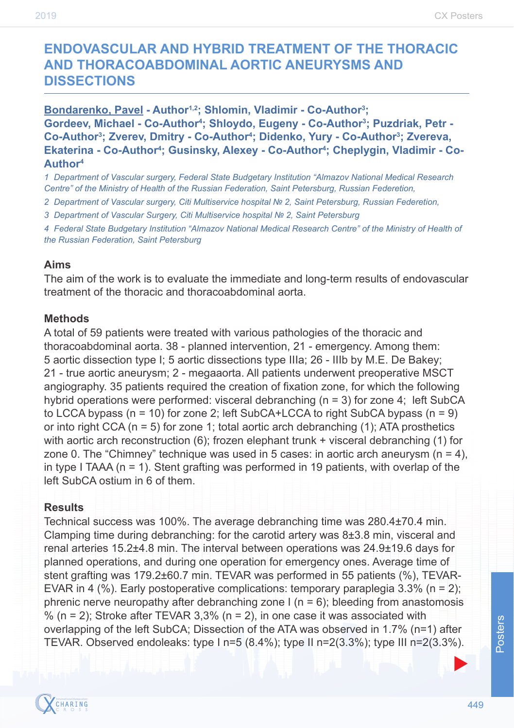# ENDOVASCULAR AND HYBRID TREATMENT OF THE THORACIC AND THORACOABDOMINAL AORTIC ANEURYSMS AND DISSECTIONS

**Bondarenko, Pavel - Author[1,2]; Shlomin, Vladimir - Co-Author[3]; Gordeev, Michael - Co-Author[4]; Shloydo, Eugeny - Co-Author[3]; Puzdriak, Petr - Co-Author[3]; Zverev, Dmitry - Co-Author[4]; Didenko, Yury - Co-Author[3]; Zvereva, Ekaterina - Co-Author[4]; Gusinsky, Alexey - Co-Author[4]; Cheplygin, Vladimir - Co-Author[4]**

*1 Department of Vascular surgery, Federal State Budgetary Institution “Almazov National Medical Research Centre” of the Ministry of Health of the Russian Federation, Saint Petersburg, Russian Federetion,*

*2 Department of Vascular surgery, Citi Multiservice hospital № 2, Saint Petersburg, Russian Federetion,*

*3 Department of Vascular Surgery, Citi Multiservice hospital № 2, Saint Petersburg*

*4 Federal State Budgetary Institution “Almazov National Medical Research Centre” of the Ministry of Health of the Russian Federation, Saint Petersburg*

### Aims

The aim of the work is to evaluate the immediate and long-term results of endovascular treatment of the thoracic and thoracoabdominal aorta.

### Methods

A total of 59 patients were treated with various pathologies of the thoracic and thoracoabdominal aorta. 38 - planned intervention, 21 - emergency. Among them: 5 aortic dissection type I; 5 aortic dissections type IIIa; 26 - IIIb by M.E. De Bakey; 21 - true aortic aneurysm; 2 - megaaorta. All patients underwent preoperative MSCT angiography. 35 patients required the creation of fixation zone, for which the following hybrid operations were performed: visceral debranching (n = 3) for zone 4; left SubCA to LCCA bypass (n = 10) for zone 2; left SubCA+LCCA to right SubCA bypass (n = 9) or into right CCA (n = 5) for zone 1; total aortic arch debranching (1); ATA prosthetics with aortic arch reconstruction (6); frozen elephant trunk + visceral debranching (1) for zone 0. The “Chimney” technique was used in 5 cases: in aortic arch aneurysm (n = 4), in type I TAAA (n = 1). Stent grafting was performed in 19 patients, with overlap of the left SubCA ostium in 6 of them.

### Results

Technical success was 100%. The average debranching time was 280.4±70.4 min. Clamping time during debranching: for the carotid artery was 8±3.8 min, visceral and renal arteries 15.2±4.8 min. The interval between operations was 24.9±19.6 days for planned operations, and during one operation for emergency ones. Average time of stent grafting was 179.2±60.7 min. TEVAR was performed in 55 patients (%), TEVAR-EVAR in 4 (%). Early postoperative complications: temporary paraplegia 3.3% (n = 2); phrenic nerve neuropathy after debranching zone I (n = 6); bleeding from anastomosis % (n = 2); Stroke after TEVAR 3,3% (n = 2), in one case it was associated with overlapping of the left SubCA; Dissection of the ATA was observed in 1.7% (n=1) after TEVAR. Observed endoleaks: type I n=5 (8.4%); type II n=2(3.3%); type III n=2(3.3%).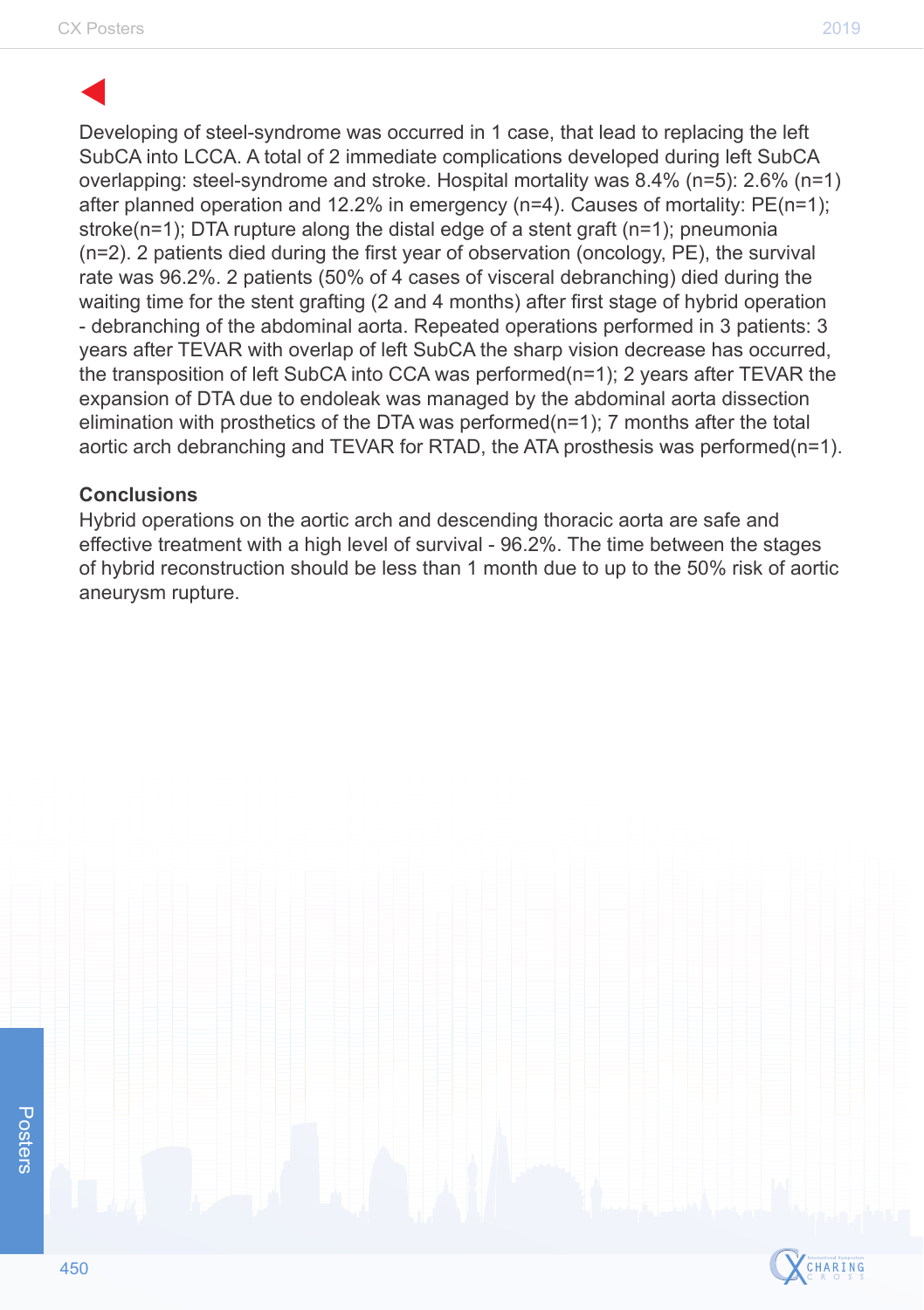Developing of steel-syndrome was occurred in 1 case, that lead to replacing the left SubCA into LCCA. A total of 2 immediate complications developed during left SubCA overlapping: steel-syndrome and stroke. Hospital mortality was 8.4% (n=5): 2.6% (n=1) after planned operation and 12.2% in emergency (n=4). Causes of mortality: PE(n=1); stroke(n=1); DTA rupture along the distal edge of a stent graft (n=1); pneumonia (n=2). 2 patients died during the first year of observation (oncology, PE), the survival rate was 96.2%. 2 patients (50% of 4 cases of visceral debranching) died during the waiting time for the stent grafting (2 and 4 months) after first stage of hybrid operation - debranching of the abdominal aorta. Repeated operations performed in 3 patients: 3 years after TEVAR with overlap of left SubCA the sharp vision decrease has occurred, the transposition of left SubCA into CCA was performed(n=1); 2 years after TEVAR the expansion of DTA due to endoleak was managed by the abdominal aorta dissection elimination with prosthetics of the DTA was performed(n=1); 7 months after the total aortic arch debranching and TEVAR for RTAD, the ATA prosthesis was performed(n=1).

**Conclusions**

Hybrid operations on the aortic arch and descending thoracic aorta are safe and effective treatment with a high level of survival - 96.2%. The time between the stages of hybrid reconstruction should be less than 1 month due to up to the 50% risk of aortic aneurysm rupture.